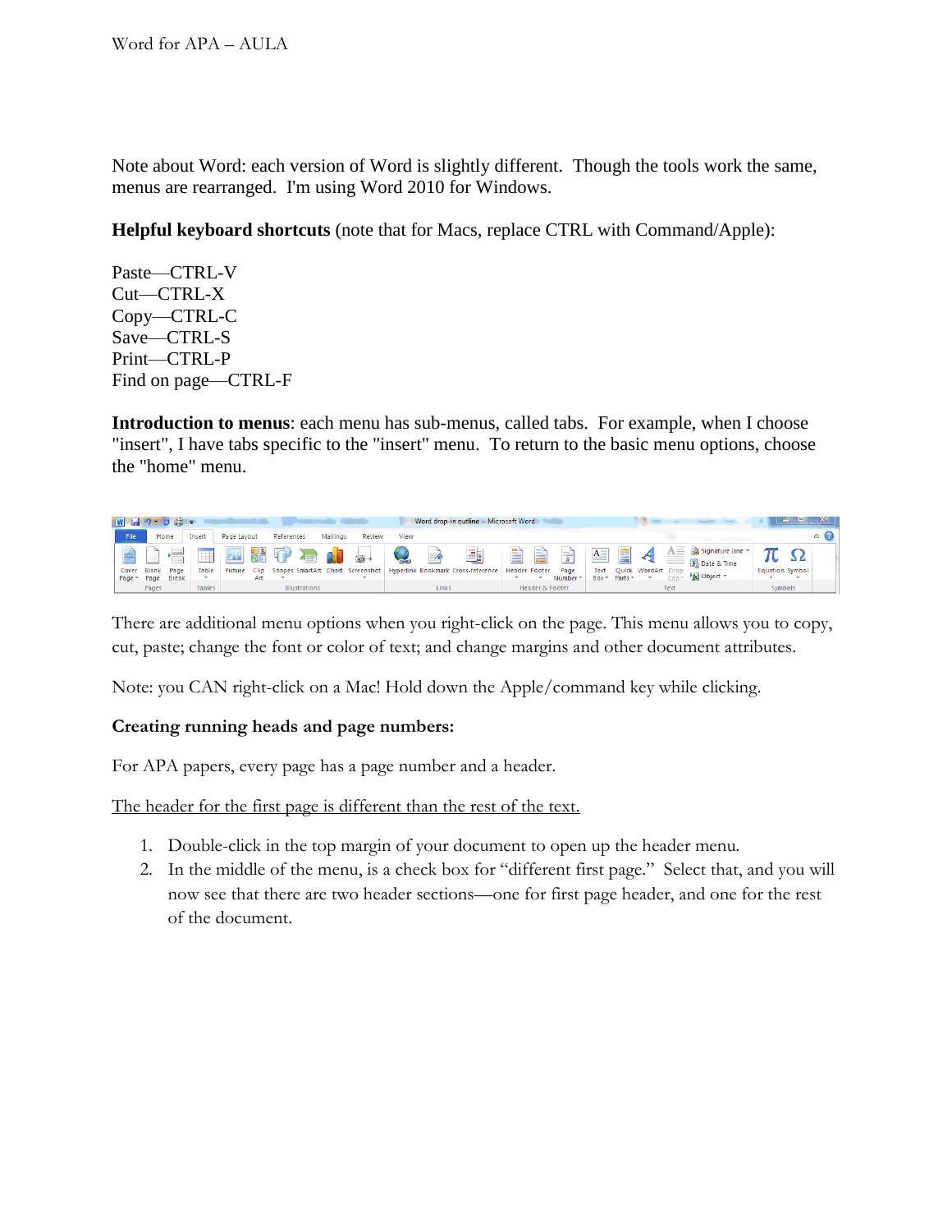Note about Word: each version of Word is slightly different. Though the tools work the same, menus are rearranged. I'm using Word 2010 for Windows.

**Helpful keyboard shortcuts** (note that for Macs, replace CTRL with Command/Apple):

Paste—CTRL-V
Cut—CTRL-X
Copy—CTRL-C
Save—CTRL-S
Print—CTRL-P
Find on page—CTRL-F

**Introduction to menus**: each menu has sub-menus, called tabs. For example, when I choose "insert", I have tabs specific to the "insert" menu. To return to the basic menu options, choose the "home" menu.

There are additional menu options when you right-click on the page. This menu allows you to copy, cut, paste; change the font or color of text; and change margins and other document attributes.

Note: you CAN right-click on a Mac! Hold down the Apple/command key while clicking.

**Creating running heads and page numbers:**

For APA papers, every page has a page number and a header.

<u>The header for the first page is different than the rest of the text.</u>

1. Double-click in the top margin of your document to open up the header menu.
2. In the middle of the menu, is a check box for "different first page." Select that, and you will now see that there are two header sections—one for first page header, and one for the rest of the document.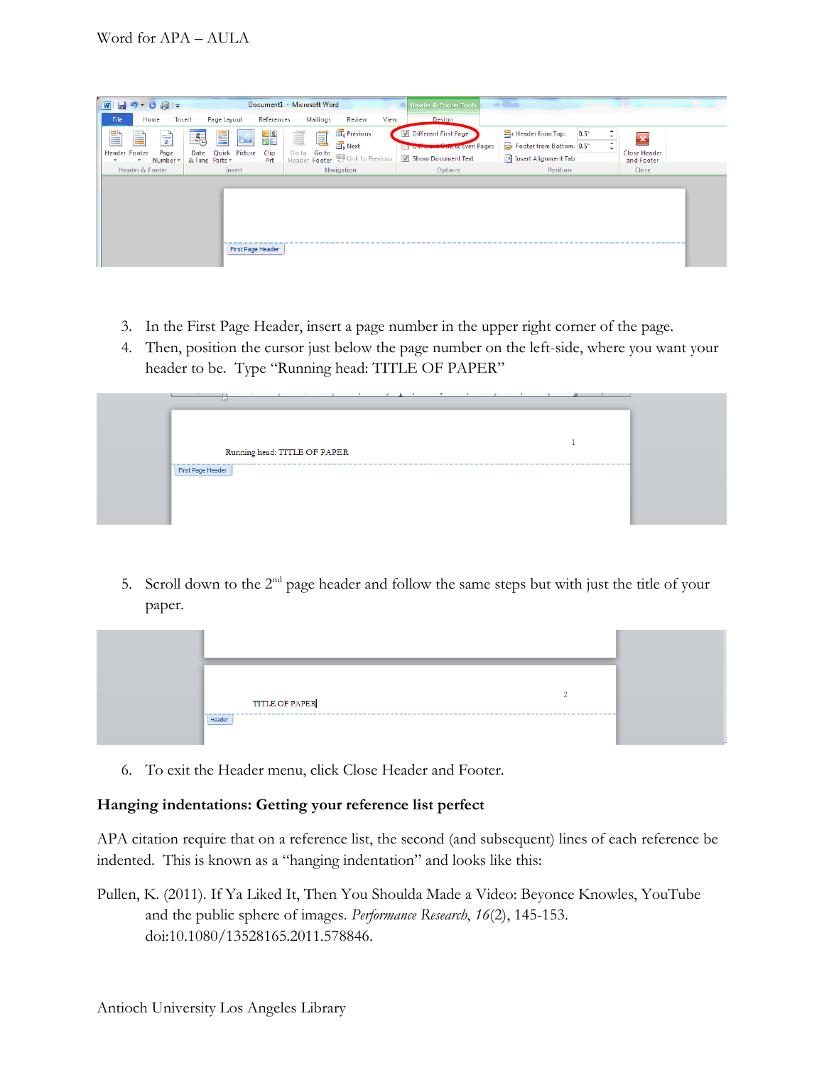3. In the First Page Header, insert a page number in the upper right corner of the page.
4. Then, position the cursor just below the page number on the left-side, where you want your header to be. Type "Running head: TITLE OF PAPER"

5. Scroll down to the 2nd page header and follow the same steps but with just the title of your paper.

6. To exit the Header menu, click Close Header and Footer.

**Hanging indentations: Getting your reference list perfect**

APA citation require that on a reference list, the second (and subsequent) lines of each reference be indented. This is known as a "hanging indentation" and looks like this:

Pullen, K. (2011). If Ya Liked It, Then You Shoulda Made a Video: Beyonce Knowles, YouTube and the public sphere of images. *Performance Research*, *16*(2), 145-153. doi:10.1080/13528165.2011.578846.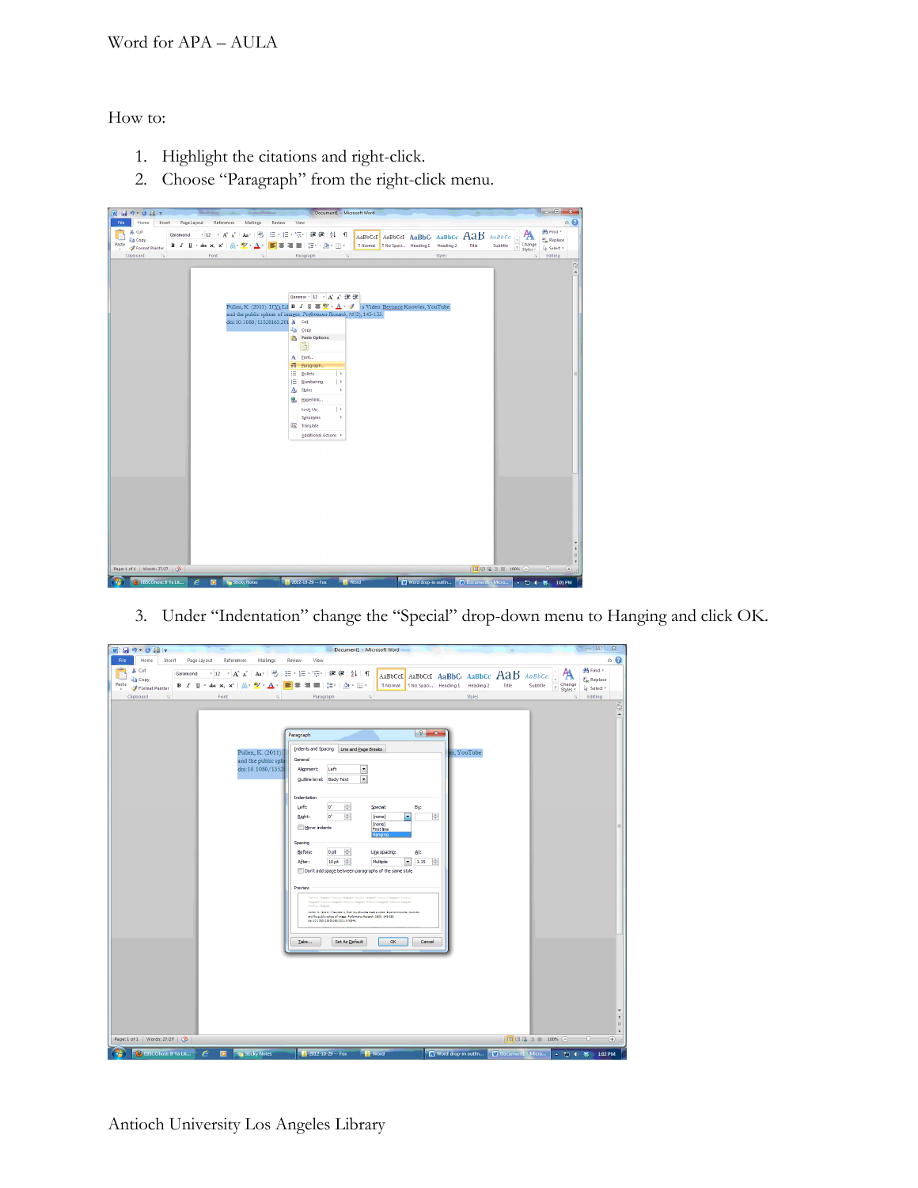How to:

1. Highlight the citations and right-click.
2. Choose "Paragraph" from the right-click menu.

3. Under "Indentation" change the "Special" drop-down menu to Hanging and click OK.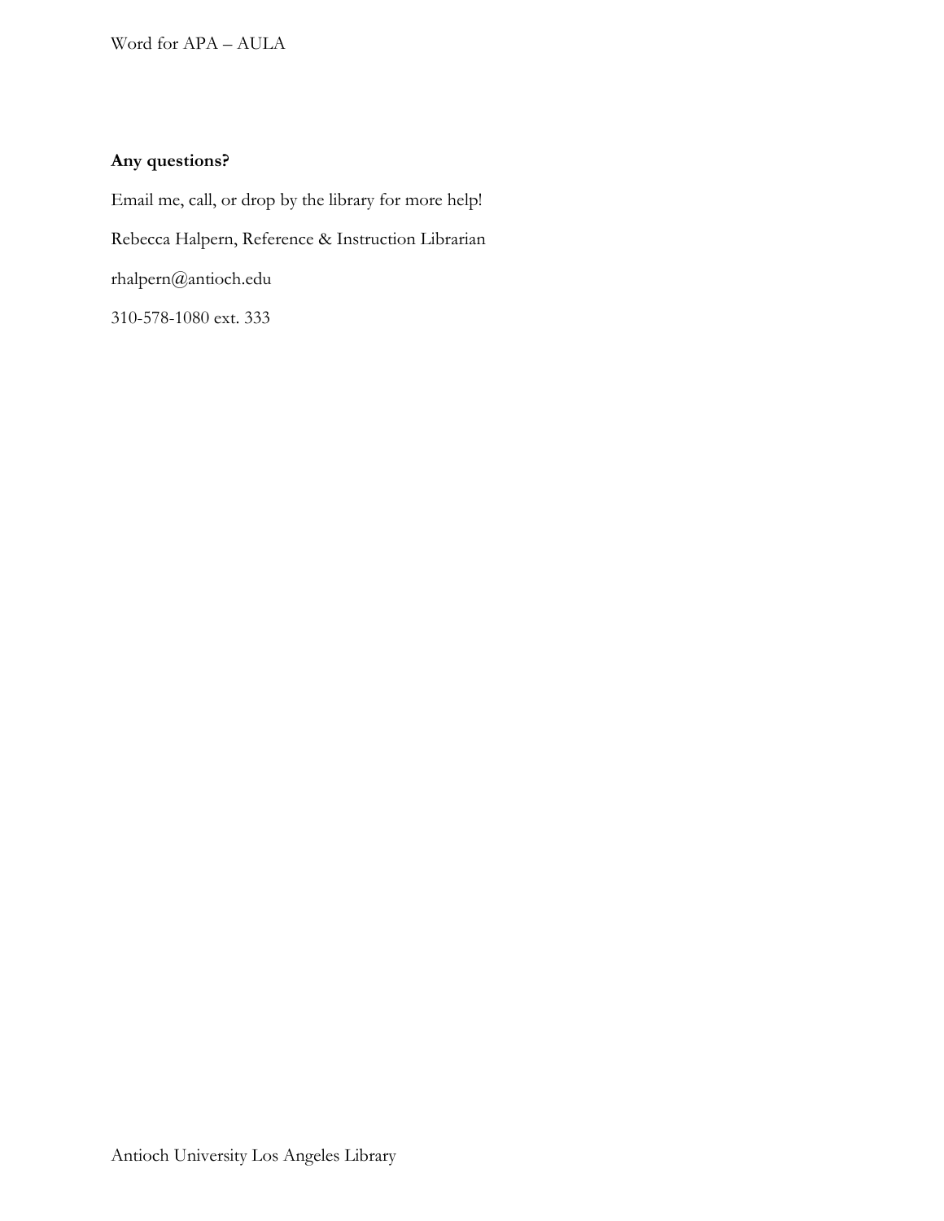**Any questions?**

Email me, call, or drop by the library for more help!

Rebecca Halpern, Reference & Instruction Librarian

rhalpern@antioch.edu

310-578-1080 ext. 333